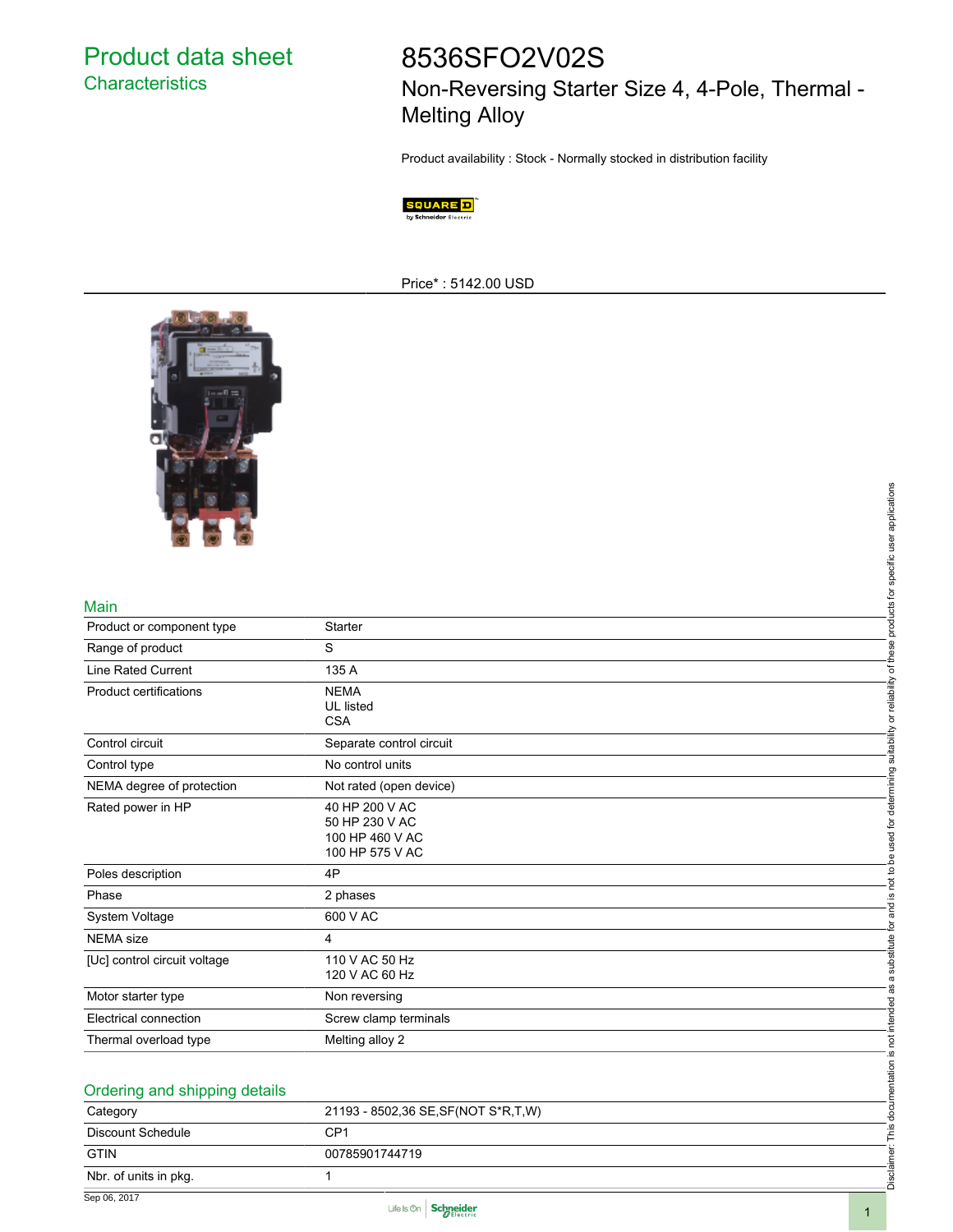# Product data sheet

## Characteristics

# 8536SFO2V02S

## Non-Reversing Starter Size 4, 4-Pole, Thermal - Melting Alloy

Product availability : Stock - Normally stocked in distribution facility

Price* : 5142.00 USD

### Main

| | |
|---|---|
| Product or component type | Starter |
| Range of product | S |
| Line Rated Current | 135 A |
| Product certifications | NEMA<br>UL listed<br>CSA |
| Control circuit | Separate control circuit |
| Control type | No control units |
| NEMA degree of protection | Not rated (open device) |
| Rated power in HP | 40 HP 200 V AC<br>50 HP 230 V AC<br>100 HP 460 V AC<br>100 HP 575 V AC |
| Poles description | 4P |
| Phase | 2 phases |
| System Voltage | 600 V AC |
| NEMA size | 4 |
| [Uc] control circuit voltage | 110 V AC 50 Hz<br>120 V AC 60 Hz |
| Motor starter type | Non reversing |
| Electrical connection | Screw clamp terminals |
| Thermal overload type | Melting alloy 2 |

### Ordering and shipping details

| | |
|---|---|
| Category | 21193 - 8502,36 SE,SF(NOT S*R,T,W) |
| Discount Schedule | CP1 |
| GTIN | 00785901744719 |
| Nbr. of units in pkg. | 1 |

Disclaimer: This documentation is not intended as a substitute for and is not to be used for determining suitability or reliability of these products for specific user applications

Sep 06, 2017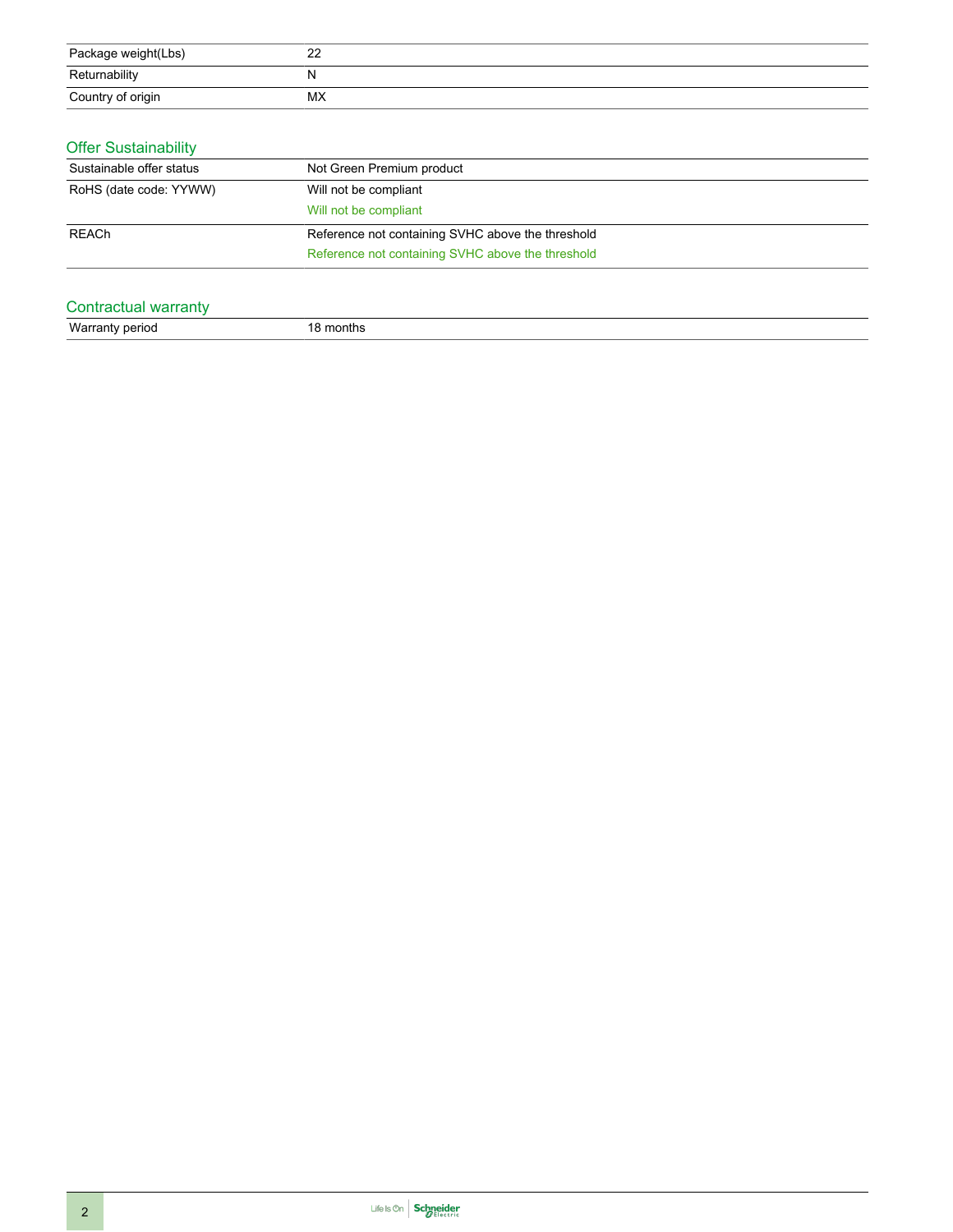| | |
|---|---|
| Package weight(Lbs) | 22 |
| Returnability | N |
| Country of origin | MX |

## Offer Sustainability

| | |
|---|---|
| Sustainable offer status | Not Green Premium product |
| RoHS (date code: YYWW) | Will not be compliant<br>Will not be compliant |
| REACh | Reference not containing SVHC above the threshold<br>Reference not containing SVHC above the threshold |

## Contractual warranty

| | |
|---|---|
| Warranty period | 18 months |